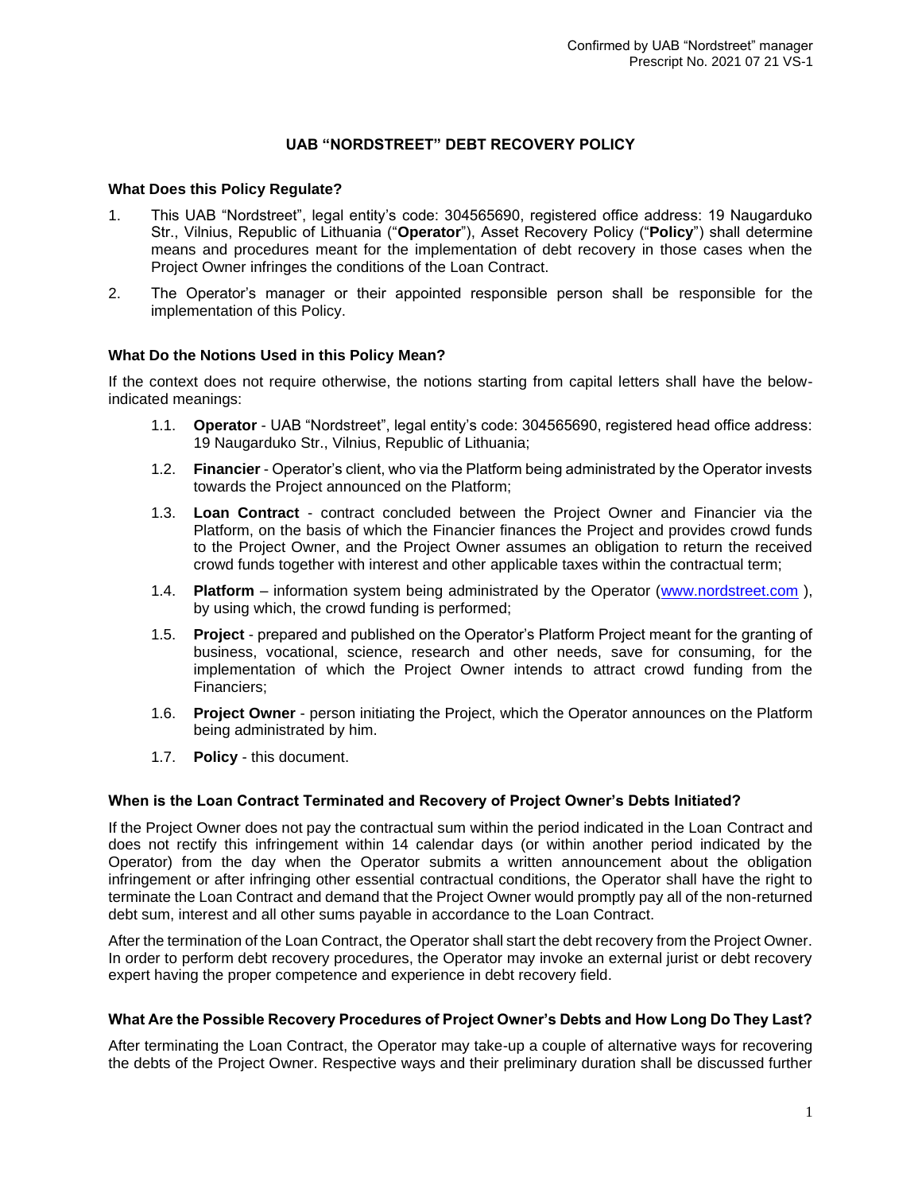Confirmed by UAB “Nordstreet” manager
Prescript No. 2021 07 21 VS-1

# UAB “NORDSTREET” DEBT RECOVERY POLICY

## What Does this Policy Regulate?

1. This UAB “Nordstreet”, legal entity’s code: 304565690, registered office address: 19 Naugarduko Str., Vilnius, Republic of Lithuania (“**Operator**”), Asset Recovery Policy (“**Policy**”) shall determine means and procedures meant for the implementation of debt recovery in those cases when the Project Owner infringes the conditions of the Loan Contract.
2. The Operator’s manager or their appointed responsible person shall be responsible for the implementation of this Policy.

## What Do the Notions Used in this Policy Mean?

If the context does not require otherwise, the notions starting from capital letters shall have the below-indicated meanings:

1.1. **Operator** - UAB “Nordstreet”, legal entity’s code: 304565690, registered head office address: 19 Naugarduko Str., Vilnius, Republic of Lithuania;

1.2. **Financier** - Operator’s client, who via the Platform being administrated by the Operator invests towards the Project announced on the Platform;

1.3. **Loan Contract** - contract concluded between the Project Owner and Financier via the Platform, on the basis of which the Financier finances the Project and provides crowd funds to the Project Owner, and the Project Owner assumes an obligation to return the received crowd funds together with interest and other applicable taxes within the contractual term;

1.4. **Platform** – information system being administrated by the Operator (www.nordstreet.com ), by using which, the crowd funding is performed;

1.5. **Project** - prepared and published on the Operator’s Platform Project meant for the granting of business, vocational, science, research and other needs, save for consuming, for the implementation of which the Project Owner intends to attract crowd funding from the Financiers;

1.6. **Project Owner** - person initiating the Project, which the Operator announces on the Platform being administrated by him.

1.7. **Policy** - this document.

## When is the Loan Contract Terminated and Recovery of Project Owner’s Debts Initiated?

If the Project Owner does not pay the contractual sum within the period indicated in the Loan Contract and does not rectify this infringement within 14 calendar days (or within another period indicated by the Operator) from the day when the Operator submits a written announcement about the obligation infringement or after infringing other essential contractual conditions, the Operator shall have the right to terminate the Loan Contract and demand that the Project Owner would promptly pay all of the non-returned debt sum, interest and all other sums payable in accordance to the Loan Contract.

After the termination of the Loan Contract, the Operator shall start the debt recovery from the Project Owner. In order to perform debt recovery procedures, the Operator may invoke an external jurist or debt recovery expert having the proper competence and experience in debt recovery field.

## What Are the Possible Recovery Procedures of Project Owner’s Debts and How Long Do They Last?

After terminating the Loan Contract, the Operator may take-up a couple of alternative ways for recovering the debts of the Project Owner. Respective ways and their preliminary duration shall be discussed further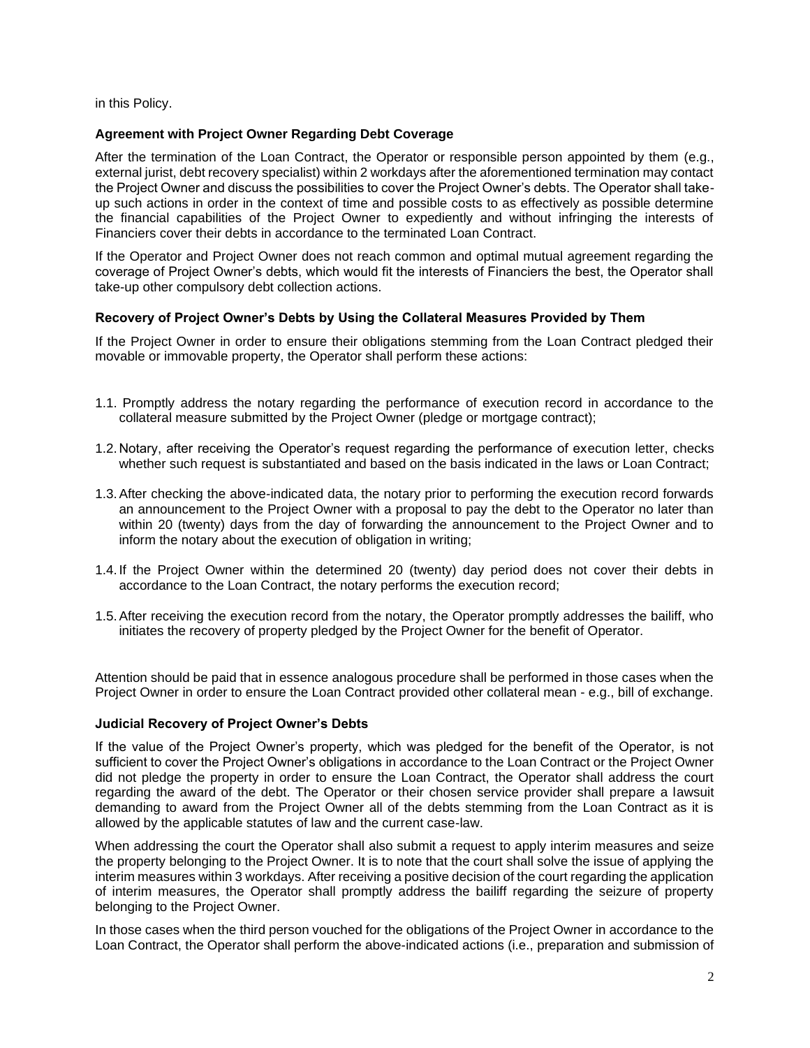in this Policy.

**Agreement with Project Owner Regarding Debt Coverage**

After the termination of the Loan Contract, the Operator or responsible person appointed by them (e.g., external jurist, debt recovery specialist) within 2 workdays after the aforementioned termination may contact the Project Owner and discuss the possibilities to cover the Project Owner's debts. The Operator shall take-up such actions in order in the context of time and possible costs to as effectively as possible determine the financial capabilities of the Project Owner to expediently and without infringing the interests of Financiers cover their debts in accordance to the terminated Loan Contract.

If the Operator and Project Owner does not reach common and optimal mutual agreement regarding the coverage of Project Owner's debts, which would fit the interests of Financiers the best, the Operator shall take-up other compulsory debt collection actions.

**Recovery of Project Owner's Debts by Using the Collateral Measures Provided by Them**

If the Project Owner in order to ensure their obligations stemming from the Loan Contract pledged their movable or immovable property, the Operator shall perform these actions:

1.1. Promptly address the notary regarding the performance of execution record in accordance to the collateral measure submitted by the Project Owner (pledge or mortgage contract);

1.2. Notary, after receiving the Operator's request regarding the performance of execution letter, checks whether such request is substantiated and based on the basis indicated in the laws or Loan Contract;

1.3. After checking the above-indicated data, the notary prior to performing the execution record forwards an announcement to the Project Owner with a proposal to pay the debt to the Operator no later than within 20 (twenty) days from the day of forwarding the announcement to the Project Owner and to inform the notary about the execution of obligation in writing;

1.4. If the Project Owner within the determined 20 (twenty) day period does not cover their debts in accordance to the Loan Contract, the notary performs the execution record;

1.5. After receiving the execution record from the notary, the Operator promptly addresses the bailiff, who initiates the recovery of property pledged by the Project Owner for the benefit of Operator.

Attention should be paid that in essence analogous procedure shall be performed in those cases when the Project Owner in order to ensure the Loan Contract provided other collateral mean - e.g., bill of exchange.

**Judicial Recovery of Project Owner's Debts**

If the value of the Project Owner's property, which was pledged for the benefit of the Operator, is not sufficient to cover the Project Owner's obligations in accordance to the Loan Contract or the Project Owner did not pledge the property in order to ensure the Loan Contract, the Operator shall address the court regarding the award of the debt. The Operator or their chosen service provider shall prepare a lawsuit demanding to award from the Project Owner all of the debts stemming from the Loan Contract as it is allowed by the applicable statutes of law and the current case-law.

When addressing the court the Operator shall also submit a request to apply interim measures and seize the property belonging to the Project Owner. It is to note that the court shall solve the issue of applying the interim measures within 3 workdays. After receiving a positive decision of the court regarding the application of interim measures, the Operator shall promptly address the bailiff regarding the seizure of property belonging to the Project Owner.

In those cases when the third person vouched for the obligations of the Project Owner in accordance to the Loan Contract, the Operator shall perform the above-indicated actions (i.e., preparation and submission of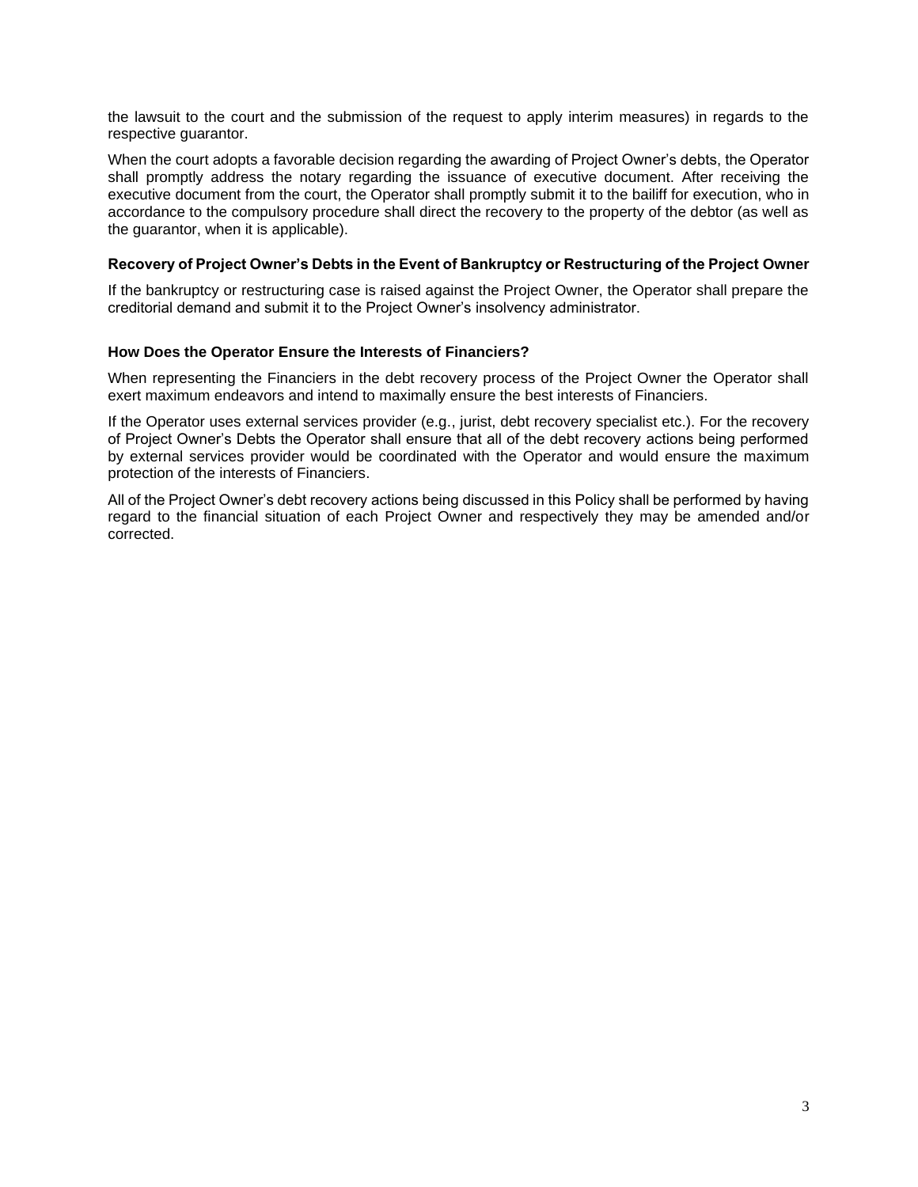the lawsuit to the court and the submission of the request to apply interim measures) in regards to the respective guarantor.

When the court adopts a favorable decision regarding the awarding of Project Owner's debts, the Operator shall promptly address the notary regarding the issuance of executive document. After receiving the executive document from the court, the Operator shall promptly submit it to the bailiff for execution, who in accordance to the compulsory procedure shall direct the recovery to the property of the debtor (as well as the guarantor, when it is applicable).

### Recovery of Project Owner's Debts in the Event of Bankruptcy or Restructuring of the Project Owner

If the bankruptcy or restructuring case is raised against the Project Owner, the Operator shall prepare the creditorial demand and submit it to the Project Owner's insolvency administrator.

### How Does the Operator Ensure the Interests of Financiers?

When representing the Financiers in the debt recovery process of the Project Owner the Operator shall exert maximum endeavors and intend to maximally ensure the best interests of Financiers.

If the Operator uses external services provider (e.g., jurist, debt recovery specialist etc.). For the recovery of Project Owner's Debts the Operator shall ensure that all of the debt recovery actions being performed by external services provider would be coordinated with the Operator and would ensure the maximum protection of the interests of Financiers.

All of the Project Owner's debt recovery actions being discussed in this Policy shall be performed by having regard to the financial situation of each Project Owner and respectively they may be amended and/or corrected.